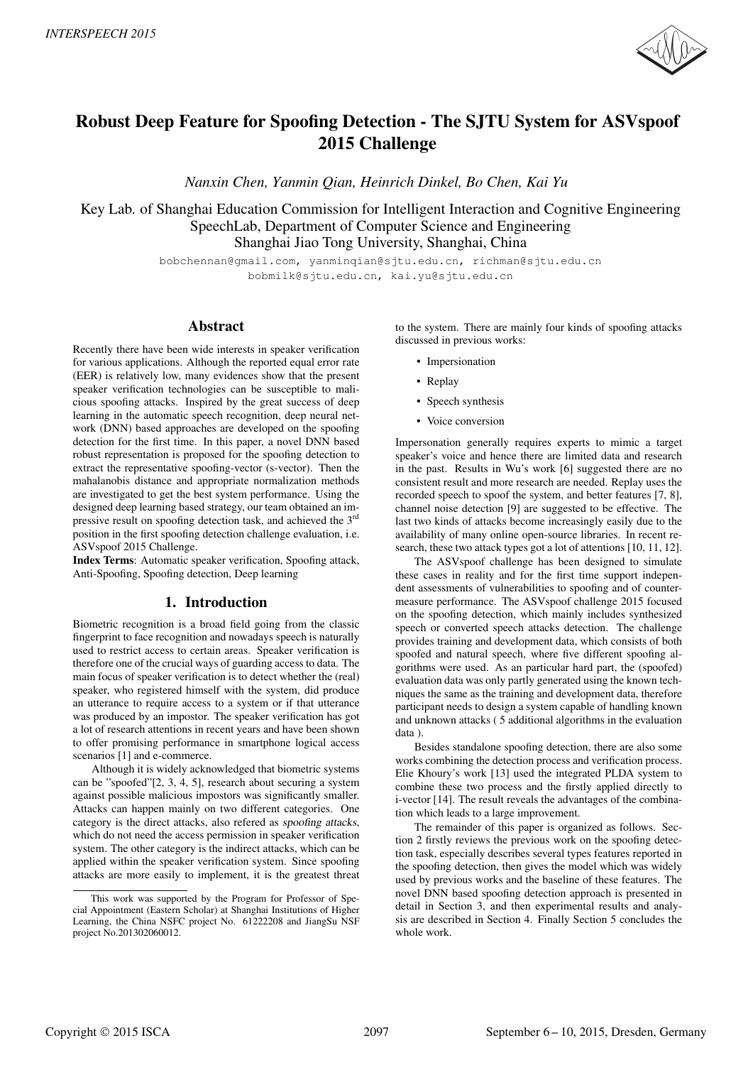# Robust Deep Feature for Spoofing Detection - The SJTU System for ASVspoof 2015 Challenge

*Nanxin Chen, Yanmin Qian, Heinrich Dinkel, Bo Chen, Kai Yu*

Key Lab. of Shanghai Education Commission for Intelligent Interaction and Cognitive Engineering
SpeechLab, Department of Computer Science and Engineering
Shanghai Jiao Tong University, Shanghai, China

bobchennan@gmail.com, yanminqian@sjtu.edu.cn, richman@sjtu.edu.cn
bobmilk@sjtu.edu.cn, kai.yu@sjtu.edu.cn

## Abstract

Recently there have been wide interests in speaker verification for various applications. Although the reported equal error rate (EER) is relatively low, many evidences show that the present speaker verification technologies can be susceptible to malicious spoofing attacks. Inspired by the great success of deep learning in the automatic speech recognition, deep neural network (DNN) based approaches are developed on the spoofing detection for the first time. In this paper, a novel DNN based robust representation is proposed for the spoofing detection to extract the representative spoofing-vector (s-vector). Then the mahalanobis distance and appropriate normalization methods are investigated to get the best system performance. Using the designed deep learning based strategy, our team obtained an impressive result on spoofing detection task, and achieved the 3rd position in the first spoofing detection challenge evaluation, i.e. ASVspoof 2015 Challenge.

**Index Terms**: Automatic speaker verification, Spoofing attack, Anti-Spoofing, Spoofing detection, Deep learning

## 1. Introduction

Biometric recognition is a broad field going from the classic fingerprint to face recognition and nowadays speech is naturally used to restrict access to certain areas. Speaker verification is therefore one of the crucial ways of guarding access to data. The main focus of speaker verification is to detect whether the (real) speaker, who registered himself with the system, did produce an utterance to require access to a system or if that utterance was produced by an impostor. The speaker verification has got a lot of research attentions in recent years and have been shown to offer promising performance in smartphone logical access scenarios [1] and e-commerce.

Although it is widely acknowledged that biometric systems can be "spoofed"[2, 3, 4, 5], research about securing a system against possible malicious impostors was significantly smaller. Attacks can happen mainly on two different categories. One category is the direct attacks, also refered as *spoofing attacks*, which do not need the access permission in speaker verification system. The other category is the indirect attacks, which can be applied within the speaker verification system. Since spoofing attacks are more easily to implement, it is the greatest threat to the system. There are mainly four kinds of spoofing attacks discussed in previous works:

- Impersonation
- Replay
- Speech synthesis
- Voice conversion

Impersonation generally requires experts to mimic a target speaker's voice and hence there are limited data and research in the past. Results in Wu's work [6] suggested there are no consistent result and more research are needed. Replay uses the recorded speech to spoof the system, and better features [7, 8], channel noise detection [9] are suggested to be effective. The last two kinds of attacks become increasingly easily due to the availability of many online open-source libraries. In recent research, these two attack types got a lot of attentions [10, 11, 12].

The ASVspoof challenge has been designed to simulate these cases in reality and for the first time support independent assessments of vulnerabilities to spoofing and of countermeasure performance. The ASVspoof challenge 2015 focused on the spoofing detection, which mainly includes synthesized speech or converted speech attacks detection. The challenge provides training and development data, which consists of both spoofed and natural speech, where five different spoofing algorithms were used. As an particular hard part, the (spoofed) evaluation data was only partly generated using the known techniques the same as the training and development data, therefore participant needs to design a system capable of handling known and unknown attacks ( 5 additional algorithms in the evaluation data ).

Besides standalone spoofing detection, there are also some works combining the detection process and verification process. Elie Khoury's work [13] used the integrated PLDA system to combine these two process and the firstly applied directly to i-vector [14]. The result reveals the advantages of the combination which leads to a large improvement.

The remainder of this paper is organized as follows. Section 2 firstly reviews the previous work on the spoofing detection task, especially describes several types features reported in the spoofing detection, then gives the model which was widely used by previous works and the baseline of these features. The novel DNN based spoofing detection approach is presented in detail in Section 3, and then experimental results and analysis are described in Section 4. Finally Section 5 concludes the whole work.

This work was supported by the Program for Professor of Special Appointment (Eastern Scholar) at Shanghai Institutions of Higher Learning, the China NSFC project No. 61222208 and JiangSu NSF project No.201302060012.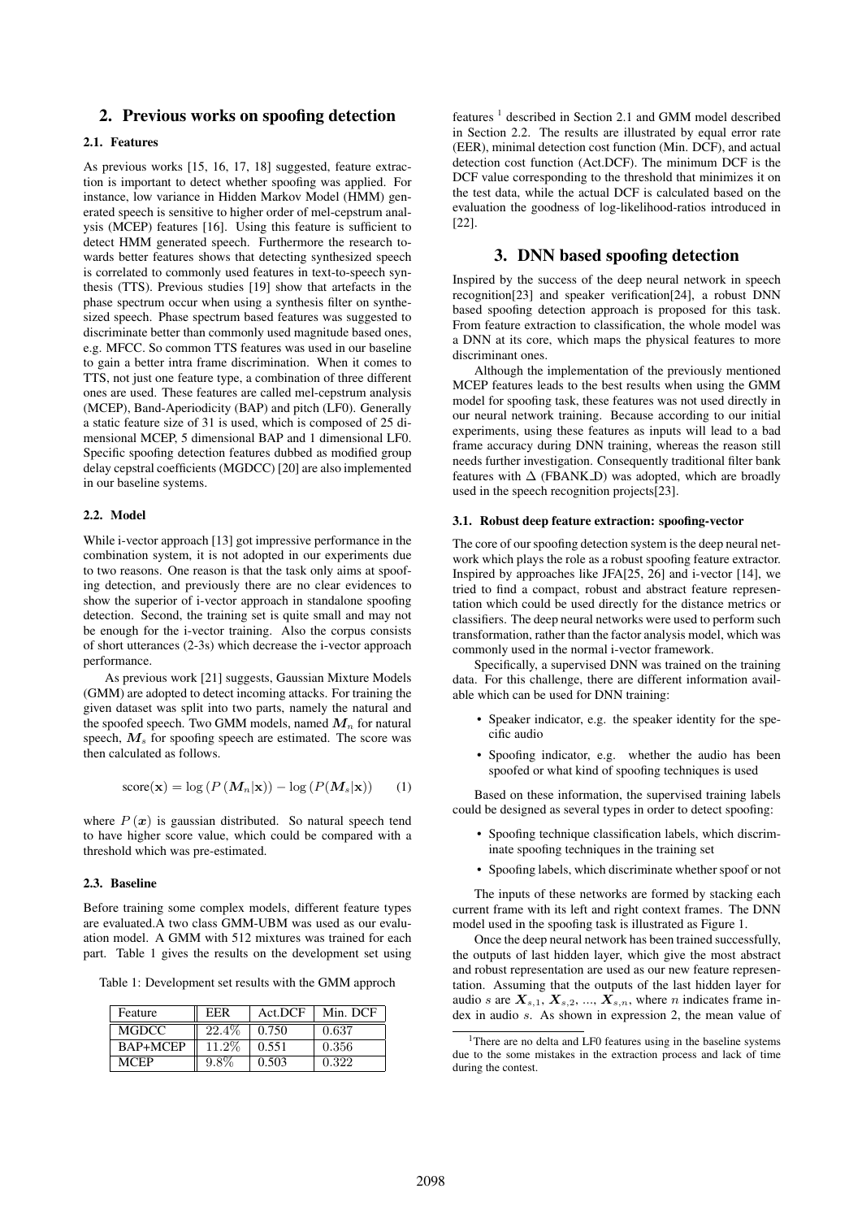## 2. Previous works on spoofing detection

### 2.1. Features

As previous works [15, 16, 17, 18] suggested, feature extraction is important to detect whether spoofing was applied. For instance, low variance in Hidden Markov Model (HMM) generated speech is sensitive to higher order of mel-cepstrum analysis (MCEP) features [16]. Using this feature is sufficient to detect HMM generated speech. Furthermore the research towards better features shows that detecting synthesized speech is correlated to commonly used features in text-to-speech synthesis (TTS). Previous studies [19] show that artefacts in the phase spectrum occur when using a synthesis filter on synthesized speech. Phase spectrum based features was suggested to discriminate better than commonly used magnitude based ones, e.g. MFCC. So common TTS features was used in our baseline to gain a better intra frame discrimination. When it comes to TTS, not just one feature type, a combination of three different ones are used. These features are called mel-cepstrum analysis (MCEP), Band-Aperiodicity (BAP) and pitch (LF0). Generally a static feature size of 31 is used, which is composed of 25 dimensional MCEP, 5 dimensional BAP and 1 dimensional LF0. Specific spoofing detection features dubbed as modified group delay cepstral coefficients (MGDCC) [20] are also implemented in our baseline systems.

### 2.2. Model

While i-vector approach [13] got impressive performance in the combination system, it is not adopted in our experiments due to two reasons. One reason is that the task only aims at spoofing detection, and previously there are no clear evidences to show the superior of i-vector approach in standalone spoofing detection. Second, the training set is quite small and may not be enough for the i-vector training. Also the corpus consists of short utterances (2-3s) which decrease the i-vector approach performance.

As previous work [21] suggests, Gaussian Mixture Models (GMM) are adopted to detect incoming attacks. For training the given dataset was split into two parts, namely the natural and the spoofed speech. Two GMM models, named $\boldsymbol{M}_n$ for natural speech, $\boldsymbol{M}_s$ for spoofing speech are estimated. The score was then calculated as follows.

$$\text{score}(\mathbf{x}) = \log\left(P\left(\boldsymbol{M}_n|\mathbf{x}\right)\right) - \log\left(P(\boldsymbol{M}_s|\mathbf{x})\right) \qquad (1)$$

where $P\left(\boldsymbol{x}\right)$ is gaussian distributed. So natural speech tend to have higher score value, which could be compared with a threshold which was pre-estimated.

### 2.3. Baseline

Before training some complex models, different feature types are evaluated.A two class GMM-UBM was used as our evaluation model. A GMM with 512 mixtures was trained for each part. Table 1 gives the results on the development set using features [1] described in Section 2.1 and GMM model described in Section 2.2. The results are illustrated by equal error rate (EER), minimal detection cost function (Min. DCF), and actual detection cost function (Act.DCF). The minimum DCF is the DCF value corresponding to the threshold that minimizes it on the test data, while the actual DCF is calculated based on the evaluation the goodness of log-likelihood-ratios introduced in [22].

Table 1: Development set results with the GMM approch

| Feature | EER | Act.DCF | Min. DCF |
|---|---|---|---|
| MGDCC | 22.4% | 0.750 | 0.637 |
| BAP+MCEP | 11.2% | 0.551 | 0.356 |
| MCEP | 9.8% | 0.503 | 0.322 |

[1] There are no delta and LF0 features using in the baseline systems due to the some mistakes in the extraction process and lack of time during the contest.

## 3. DNN based spoofing detection

Inspired by the success of the deep neural network in speech recognition[23] and speaker verification[24], a robust DNN based spoofing detection approach is proposed for this task. From feature extraction to classification, the whole model was a DNN at its core, which maps the physical features to more discriminant ones.

Although the implementation of the previously mentioned MCEP features leads to the best results when using the GMM model for spoofing task, these features was not used directly in our neural network training. Because according to our initial experiments, using these features as inputs will lead to a bad frame accuracy during DNN training, whereas the reason still needs further investigation. Consequently traditional filter bank features with $\Delta$ (FBANK_D) was adopted, which are broadly used in the speech recognition projects[23].

### 3.1. Robust deep feature extraction: spoofing-vector

The core of our spoofing detection system is the deep neural network which plays the role as a robust spoofing feature extractor. Inspired by approaches like JFA[25, 26] and i-vector [14], we tried to find a compact, robust and abstract feature representation which could be used directly for the distance metrics or classifiers. The deep neural networks were used to perform such transformation, rather than the factor analysis model, which was commonly used in the normal i-vector framework.

Specifically, a supervised DNN was trained on the training data. For this challenge, there are different information available which can be used for DNN training:

- Speaker indicator, e.g. the speaker identity for the specific audio
- Spoofing indicator, e.g. whether the audio has been spoofed or what kind of spoofing techniques is used

Based on these information, the supervised training labels could be designed as several types in order to detect spoofing:

- Spoofing technique classification labels, which discriminate spoofing techniques in the training set
- Spoofing labels, which discriminate whether spoof or not

The inputs of these networks are formed by stacking each current frame with its left and right context frames. The DNN model used in the spoofing task is illustrated as Figure 1.

Once the deep neural network has been trained successfully, the outputs of last hidden layer, which give the most abstract and robust representation are used as our new feature representation. Assuming that the outputs of the last hidden layer for audio $s$ are $\boldsymbol{X}_{s,1}$, $\boldsymbol{X}_{s,2}$, ..., $\boldsymbol{X}_{s,n}$, where $n$ indicates frame index in audio $s$. As shown in expression 2, the mean value of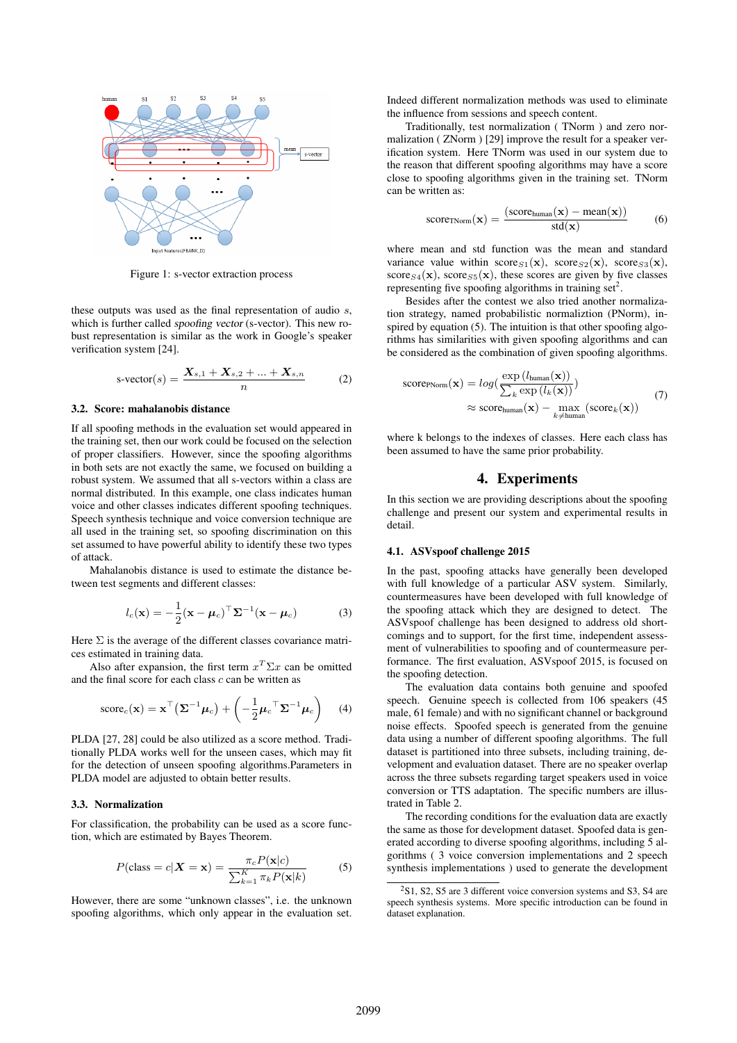Figure 1: s-vector extraction process

these outputs was used as the final representation of audio $s$, which is further called *spoofing vector* (s-vector). This new robust representation is similar as the work in Google's speaker verification system [24].

$$\text{s-vector}(s) = \frac{\boldsymbol{X}_{s,1} + \boldsymbol{X}_{s,2} + ... + \boldsymbol{X}_{s,n}}{n} \tag{2}$$

### 3.2. Score: mahalanobis distance

If all spoofing methods in the evaluation set would appeared in the training set, then our work could be focused on the selection of proper classifiers. However, since the spoofing algorithms in both sets are not exactly the same, we focused on building a robust system. We assumed that all s-vectors within a class are normal distributed. In this example, one class indicates human voice and other classes indicates different spoofing techniques. Speech synthesis technique and voice conversion technique are all used in the training set, so spoofing discrimination on this set assumed to have powerful ability to identify these two types of attack.

Mahalanobis distance is used to estimate the distance between test segments and different classes:

$$l_c(\mathbf{x}) = -\frac{1}{2}(\mathbf{x} - \boldsymbol{\mu}_c)^\top \boldsymbol{\Sigma}^{-1}(\mathbf{x} - \boldsymbol{\mu}_c) \tag{3}$$

Here $\Sigma$ is the average of the different classes covariance matrices estimated in training data.

Also after expansion, the first term $x^T \Sigma x$ can be omitted and the final score for each class $c$ can be written as

$$\text{score}_c(\mathbf{x}) = \mathbf{x}^\top(\boldsymbol{\Sigma}^{-1}\boldsymbol{\mu}_c) + \left(-\frac{1}{2}\boldsymbol{\mu}_c{}^\top \boldsymbol{\Sigma}^{-1}\boldsymbol{\mu}_c\right) \tag{4}$$

PLDA [27, 28] could be also utilized as a score method. Traditionally PLDA works well for the unseen cases, which may fit for the detection of unseen spoofing algorithms.Parameters in PLDA model are adjusted to obtain better results.

### 3.3. Normalization

For classification, the probability can be used as a score function, which are estimated by Bayes Theorem.

$$P(\text{class} = c|\boldsymbol{X} = \mathbf{x}) = \frac{\pi_c P(\mathbf{x}|c)}{\sum_{k=1}^{K} \pi_k P(\mathbf{x}|k)} \tag{5}$$

However, there are some "unknown classes", i.e. the unknown spoofing algorithms, which only appear in the evaluation set. Indeed different normalization methods was used to eliminate the influence from sessions and speech content.

Traditionally, test normalization ( TNorm ) and zero normalization ( ZNorm ) [29] improve the result for a speaker verification system. Here TNorm was used in our system due to the reason that different spoofing algorithms may have a score close to spoofing algorithms given in the training set. TNorm can be written as:

$$\text{score}_{\text{TNorm}}(\mathbf{x}) = \frac{(\text{score}_{\text{human}}(\mathbf{x}) - \text{mean}(\mathbf{x}))}{\text{std}(\mathbf{x})} \tag{6}$$

where mean and std function was the mean and standard variance value within $\text{score}_{S1}(\mathbf{x})$, $\text{score}_{S2}(\mathbf{x})$, $\text{score}_{S3}(\mathbf{x})$, $\text{score}_{S4}(\mathbf{x})$, $\text{score}_{S5}(\mathbf{x})$, these scores are given by five classes representing five spoofing algorithms in training set[2].

Besides after the contest we also tried another normalization strategy, named probabilistic normalization (PNorm), inspired by equation (5). The intuition is that other spoofing algorithms has similarities with given spoofing algorithms and can be considered as the combination of given spoofing algorithms.

$$\begin{aligned}\text{score}_{\text{PNorm}}(\mathbf{x}) &= log\left(\frac{\exp\left(l_{\text{human}}(\mathbf{x})\right)}{\sum_k \exp\left(l_k(\mathbf{x})\right)}\right) \\ &\approx \text{score}_{\text{human}}(\mathbf{x}) - \max_{k \neq \text{human}}(\text{score}_k(\mathbf{x}))\end{aligned} \tag{7}$$

where k belongs to the indexes of classes. Here each class has been assumed to have the same prior probability.

## 4. Experiments

In this section we are providing descriptions about the spoofing challenge and present our system and experimental results in detail.

### 4.1. ASVspoof challenge 2015

In the past, spoofing attacks have generally been developed with full knowledge of a particular ASV system. Similarly, countermeasures have been developed with full knowledge of the spoofing attack which they are designed to detect. The ASVspoof challenge has been designed to address old shortcomings and to support, for the first time, independent assessment of vulnerabilities to spoofing and of countermeasure performance. The first evaluation, ASVspoof 2015, is focused on the spoofing detection.

The evaluation data contains both genuine and spoofed speech. Genuine speech is collected from 106 speakers (45 male, 61 female) and with no significant channel or background noise effects. Spoofed speech is generated from the genuine data using a number of different spoofing algorithms. The full dataset is partitioned into three subsets, including training, development and evaluation dataset. There are no speaker overlap across the three subsets regarding target speakers used in voice conversion or TTS adaptation. The specific numbers are illustrated in Table 2.

The recording conditions for the evaluation data are exactly the same as those for development dataset. Spoofed data is generated according to diverse spoofing algorithms, including 5 algorithms ( 3 voice conversion implementations and 2 speech synthesis implementations ) used to generate the development

[2] S1, S2, S5 are 3 different voice conversion systems and S3, S4 are speech synthesis systems. More specific introduction can be found in dataset explanation.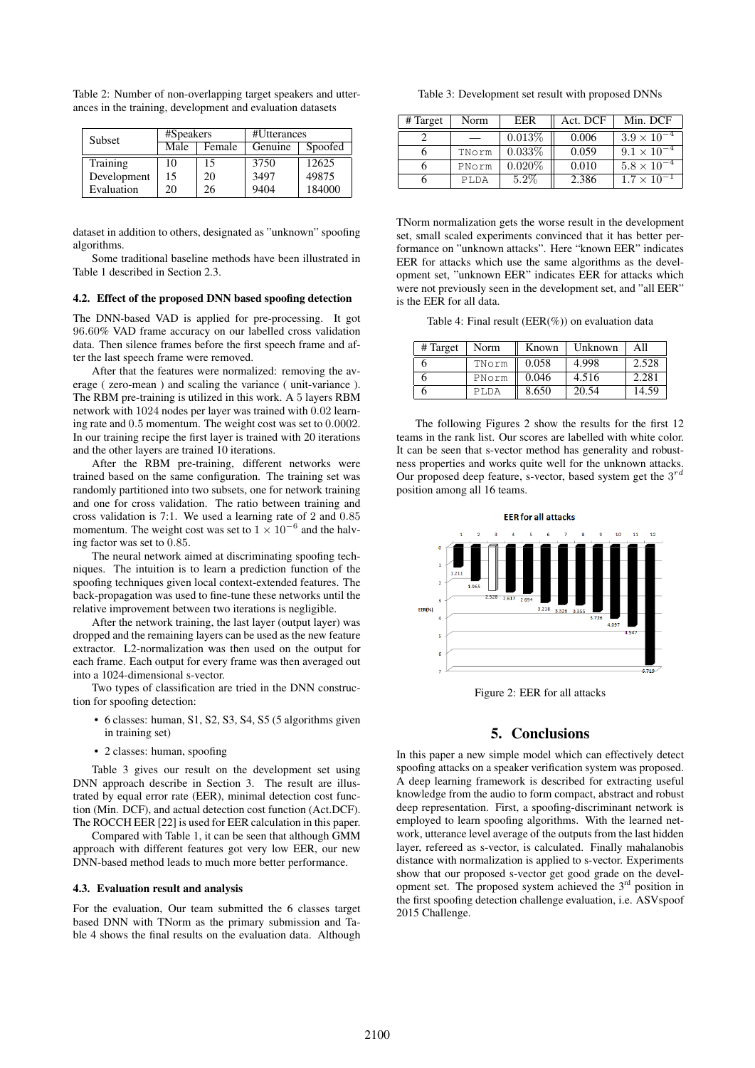Table 2: Number of non-overlapping target speakers and utterances in the training, development and evaluation datasets

| Subset | #Speakers | | #Utterances | |
|---|---|---|---|---|
| | Male | Female | Genuine | Spoofed |
| Training | 10 | 15 | 3750 | 12625 |
| Development | 15 | 20 | 3497 | 49875 |
| Evaluation | 20 | 26 | 9404 | 184000 |

dataset in addition to others, designated as "unknown" spoofing algorithms.

Some traditional baseline methods have been illustrated in Table 1 described in Section 2.3.

### 4.2. Effect of the proposed DNN based spoofing detection

The DNN-based VAD is applied for pre-processing. It got $96.60\%$ VAD frame accuracy on our labelled cross validation data. Then silence frames before the first speech frame and after the last speech frame were removed.

After that the features were normalized: removing the average ( zero-mean ) and scaling the variance ( unit-variance ). The RBM pre-training is utilized in this work. A 5 layers RBM network with $1024$ nodes per layer was trained with $0.02$ learning rate and $0.5$ momentum. The weight cost was set to $0.0002$. In our training recipe the first layer is trained with 20 iterations and the other layers are trained 10 iterations.

After the RBM pre-training, different networks were trained based on the same configuration. The training set was randomly partitioned into two subsets, one for network training and one for cross validation. The ratio between training and cross validation is 7:1. We used a learning rate of 2 and $0.85$ momentum. The weight cost was set to $1 \times 10^{-6}$ and the halving factor was set to $0.85$.

The neural network aimed at discriminating spoofing techniques. The intuition is to learn a prediction function of the spoofing techniques given local context-extended features. The back-propagation was used to fine-tune these networks until the relative improvement between two iterations is negligible.

After the network training, the last layer (output layer) was dropped and the remaining layers can be used as the new feature extractor. L2-normalization was then used on the output for each frame. Each output for every frame was then averaged out into a 1024-dimensional s-vector.

Two types of classification are tried in the DNN construction for spoofing detection:

- 6 classes: human, S1, S2, S3, S4, S5 (5 algorithms given in training set)
- 2 classes: human, spoofing

Table 3 gives our result on the development set using DNN approach describe in Section 3. The result are illustrated by equal error rate (EER), minimal detection cost function (Min. DCF), and actual detection cost function (Act.DCF). The ROCCH EER [22] is used for EER calculation in this paper.

Compared with Table 1, it can be seen that although GMM approach with different features got very low EER, our new DNN-based method leads to much more better performance.

### 4.3. Evaluation result and analysis

For the evaluation, Our team submitted the 6 classes target based DNN with TNorm as the primary submission and Table 4 shows the final results on the evaluation data. Although

Table 3: Development set result with proposed DNNs

| # Target | Norm | EER | Act. DCF | Min. DCF |
|---|---|---|---|---|
| 2 | — | $0.013\%$ | 0.006 | $3.9 \times 10^{-4}$ |
| 6 | TNorm | $0.033\%$ | 0.059 | $9.1 \times 10^{-4}$ |
| 6 | PNorm | $0.020\%$ | 0.010 | $5.8 \times 10^{-4}$ |
| 6 | PLDA | $5.2\%$ | 2.386 | $1.7 \times 10^{-1}$ |

TNorm normalization gets the worse result in the development set, small scaled experiments convinced that it has better performance on "unknown attacks". Here "known EER" indicates EER for attacks which use the same algorithms as the development set, "unknown EER" indicates EER for attacks which were not previously seen in the development set, and "all EER" is the EER for all data.

Table 4: Final result (EER(%)) on evaluation data

| # Target | Norm | Known | Unknown | All |
|---|---|---|---|---|
| 6 | TNorm | 0.058 | 4.998 | 2.528 |
| 6 | PNorm | 0.046 | 4.516 | 2.281 |
| 6 | PLDA | 8.650 | 20.54 | 14.59 |

The following Figures 2 show the results for the first 12 teams in the rank list. Our scores are labelled with white color. It can be seen that s-vector method has generality and robustness properties and works quite well for the unknown attacks. Our proposed deep feature, s-vector, based system get the $3^{rd}$ position among all 16 teams.

Figure 2: EER for all attacks

## 5. Conclusions

In this paper a new simple model which can effectively detect spoofing attacks on a speaker verification system was proposed. A deep learning framework is described for extracting useful knowledge from the audio to form compact, abstract and robust deep representation. First, a spoofing-discriminant network is employed to learn spoofing algorithms. With the learned network, utterance level average of the outputs from the last hidden layer, refereed as s-vector, is calculated. Finally mahalanobis distance with normalization is applied to s-vector. Experiments show that our proposed s-vector get good grade on the development set. The proposed system achieved the 3rd position in the first spoofing detection challenge evaluation, i.e. ASVspoof 2015 Challenge.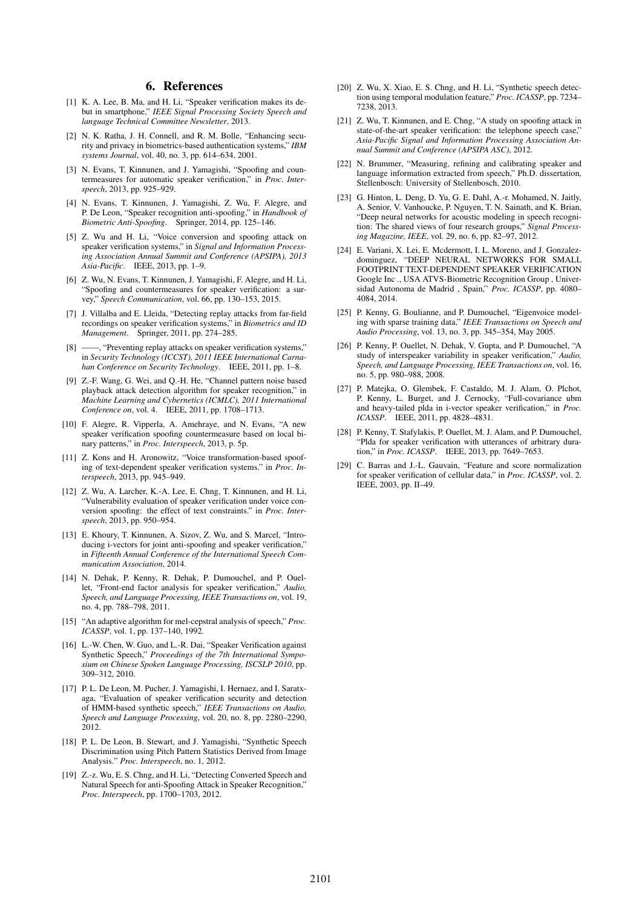## 6. References

[1] K. A. Lee, B. Ma, and H. Li, "Speaker verification makes its debut in smartphone," *IEEE Signal Processing Society Speech and language Technical Committee Newsletter*, 2013.

[2] N. K. Ratha, J. H. Connell, and R. M. Bolle, "Enhancing security and privacy in biometrics-based authentication systems," *IBM systems Journal*, vol. 40, no. 3, pp. 614–634, 2001.

[3] N. Evans, T. Kinnunen, and J. Yamagishi, "Spoofing and countermeasures for automatic speaker verification," in *Proc. Interspeech*, 2013, pp. 925–929.

[4] N. Evans, T. Kinnunen, J. Yamagishi, Z. Wu, F. Alegre, and P. De Leon, "Speaker recognition anti-spoofing," in *Handbook of Biometric Anti-Spoofing*. Springer, 2014, pp. 125–146.

[5] Z. Wu and H. Li, "Voice conversion and spoofing attack on speaker verification systems," in *Signal and Information Processing Association Annual Summit and Conference (APSIPA), 2013 Asia-Pacific*. IEEE, 2013, pp. 1–9.

[6] Z. Wu, N. Evans, T. Kinnunen, J. Yamagishi, F. Alegre, and H. Li, "Spoofing and countermeasures for speaker verification: a survey," *Speech Communication*, vol. 66, pp. 130–153, 2015.

[7] J. Villalba and E. Lleida, "Detecting replay attacks from far-field recordings on speaker verification systems," in *Biometrics and ID Management*. Springer, 2011, pp. 274–285.

[8] ——, "Preventing replay attacks on speaker verification systems," in *Security Technology (ICCST), 2011 IEEE International Carnahan Conference on Security Technology*. IEEE, 2011, pp. 1–8.

[9] Z.-F. Wang, G. Wei, and Q.-H. He, "Channel pattern noise based playback attack detection algorithm for speaker recognition," in *Machine Learning and Cybernetics (ICMLC), 2011 International Conference on*, vol. 4. IEEE, 2011, pp. 1708–1713.

[10] F. Alegre, R. Vipperla, A. Amehraye, and N. Evans, "A new speaker verification spoofing countermeasure based on local binary patterns," in *Proc. Interspeech*, 2013, p. 5p.

[11] Z. Kons and H. Aronowitz, "Voice transformation-based spoofing of text-dependent speaker verification systems." in *Proc. Interspeech*, 2013, pp. 945–949.

[12] Z. Wu, A. Larcher, K.-A. Lee, E. Chng, T. Kinnunen, and H. Li, "Vulnerability evaluation of speaker verification under voice conversion spoofing: the effect of text constraints." in *Proc. Interspeech*, 2013, pp. 950–954.

[13] E. Khoury, T. Kinnunen, A. Sizov, Z. Wu, and S. Marcel, "Introducing i-vectors for joint anti-spoofing and speaker verification," in *Fifteenth Annual Conference of the International Speech Communication Association*, 2014.

[14] N. Dehak, P. Kenny, R. Dehak, P. Dumouchel, and P. Ouellet, "Front-end factor analysis for speaker verification," *Audio, Speech, and Language Processing, IEEE Transactions on*, vol. 19, no. 4, pp. 788–798, 2011.

[15] "An adaptive algorithm for mel-cepstral analysis of speech," *Proc. ICASSP*, vol. 1, pp. 137–140, 1992.

[16] L.-W. Chen, W. Guo, and L.-R. Dai, "Speaker Verification against Synthetic Speech," *Proceedings of the 7th International Symposium on Chinese Spoken Language Processing, ISCSLP 2010*, pp. 309–312, 2010.

[17] P. L. De Leon, M. Pucher, J. Yamagishi, I. Hernaez, and I. Saratxaga, "Evaluation of speaker verification security and detection of HMM-based synthetic speech," *IEEE Transactions on Audio, Speech and Language Processing*, vol. 20, no. 8, pp. 2280–2290, 2012.

[18] P. L. De Leon, B. Stewart, and J. Yamagishi, "Synthetic Speech Discrimination using Pitch Pattern Statistics Derived from Image Analysis." *Proc. Interspeech*, no. 1, 2012.

[19] Z.-z. Wu, E. S. Chng, and H. Li, "Detecting Converted Speech and Natural Speech for anti-Spoofing Attack in Speaker Recognition," *Proc. Interspeech*, pp. 1700–1703, 2012.

[20] Z. Wu, X. Xiao, E. S. Chng, and H. Li, "Synthetic speech detection using temporal modulation feature," *Proc. ICASSP*, pp. 7234–7238, 2013.

[21] Z. Wu, T. Kinnunen, and E. Chng, "A study on spoofing attack in state-of-the-art speaker verification: the telephone speech case," *Asia-Pacific Signal and Information Processing Association Annual Summit and Conference (APSIPA ASC)*, 2012.

[22] N. Brummer, "Measuring, refining and calibrating speaker and language information extracted from speech," Ph.D. dissertation, Stellenbosch: University of Stellenbosch, 2010.

[23] G. Hinton, L. Deng, D. Yu, G. E. Dahl, A.-r. Mohamed, N. Jaitly, A. Senior, V. Vanhoucke, P. Nguyen, T. N. Sainath, and K. Brian, "Deep neural networks for acoustic modeling in speech recognition: The shared views of four research groups," *Signal Processing Magazine, IEEE*, vol. 29, no. 6, pp. 82–97, 2012.

[24] E. Variani, X. Lei, E. Mcdermott, I. L. Moreno, and J. Gonzalez-dominguez, "DEEP NEURAL NETWORKS FOR SMALL FOOTPRINT TEXT-DEPENDENT SPEAKER VERIFICATION Google Inc ., USA ATVS-Biometric Recognition Group , Universidad Autonoma de Madrid , Spain," *Proc. ICASSP*, pp. 4080–4084, 2014.

[25] P. Kenny, G. Boulianne, and P. Dumouchel, "Eigenvoice modeling with sparse training data," *IEEE Transactions on Speech and Audio Processing*, vol. 13, no. 3, pp. 345–354, May 2005.

[26] P. Kenny, P. Ouellet, N. Dehak, V. Gupta, and P. Dumouchel, "A study of interspeaker variability in speaker verification," *Audio, Speech, and Language Processing, IEEE Transactions on*, vol. 16, no. 5, pp. 980–988, 2008.

[27] P. Matejka, O. Glembek, F. Castaldo, M. J. Alam, O. Plchot, P. Kenny, L. Burget, and J. Cernocky, "Full-covariance ubm and heavy-tailed plda in i-vector speaker verification," in *Proc. ICASSP*. IEEE, 2011, pp. 4828–4831.

[28] P. Kenny, T. Stafylakis, P. Ouellet, M. J. Alam, and P. Dumouchel, "Plda for speaker verification with utterances of arbitrary duration," in *Proc. ICASSP*. IEEE, 2013, pp. 7649–7653.

[29] C. Barras and J.-L. Gauvain, "Feature and score normalization for speaker verification of cellular data," in *Proc. ICASSP*, vol. 2. IEEE, 2003, pp. II–49.